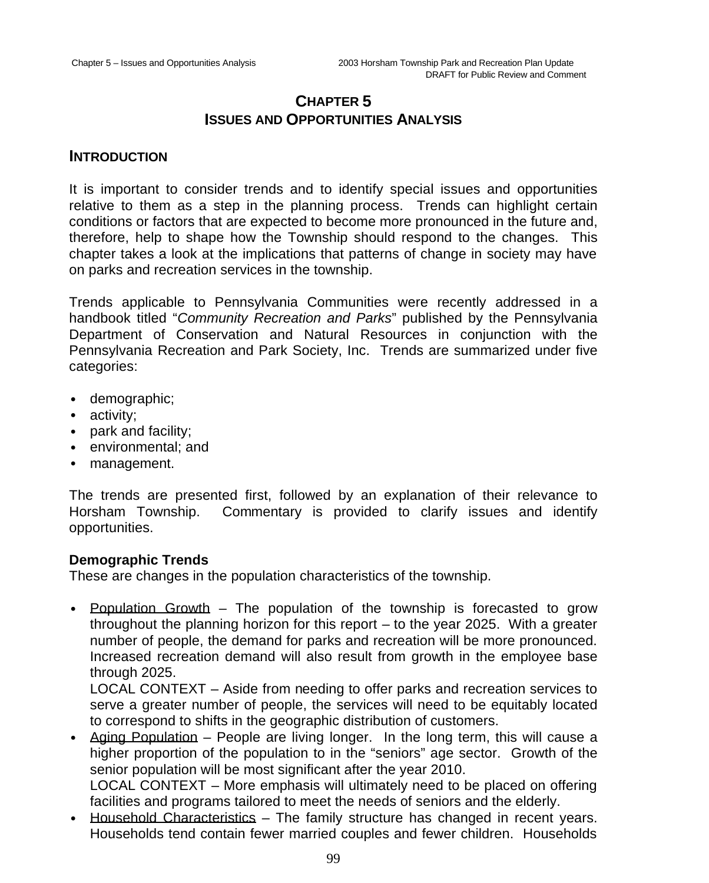# CHAPTER 5
# ISSUES AND OPPORTUNITIES ANALYSIS

## INTRODUCTION

It is important to consider trends and to identify special issues and opportunities relative to them as a step in the planning process. Trends can highlight certain conditions or factors that are expected to become more pronounced in the future and, therefore, help to shape how the Township should respond to the changes. This chapter takes a look at the implications that patterns of change in society may have on parks and recreation services in the township.

Trends applicable to Pennsylvania Communities were recently addressed in a handbook titled "*Community Recreation and Parks*" published by the Pennsylvania Department of Conservation and Natural Resources in conjunction with the Pennsylvania Recreation and Park Society, Inc. Trends are summarized under five categories:

- demographic;
- activity;
- park and facility;
- environmental; and
- management.

The trends are presented first, followed by an explanation of their relevance to Horsham Township. Commentary is provided to clarify issues and identify opportunities.

### Demographic Trends

These are changes in the population characteristics of the township.

- Population Growth – The population of the township is forecasted to grow throughout the planning horizon for this report – to the year 2025. With a greater number of people, the demand for parks and recreation will be more pronounced. Increased recreation demand will also result from growth in the employee base through 2025.
  LOCAL CONTEXT – Aside from needing to offer parks and recreation services to serve a greater number of people, the services will need to be equitably located to correspond to shifts in the geographic distribution of customers.
- Aging Population – People are living longer. In the long term, this will cause a higher proportion of the population to in the "seniors" age sector. Growth of the senior population will be most significant after the year 2010.
  LOCAL CONTEXT – More emphasis will ultimately need to be placed on offering facilities and programs tailored to meet the needs of seniors and the elderly.
- Household Characteristics – The family structure has changed in recent years. Households tend contain fewer married couples and fewer children. Households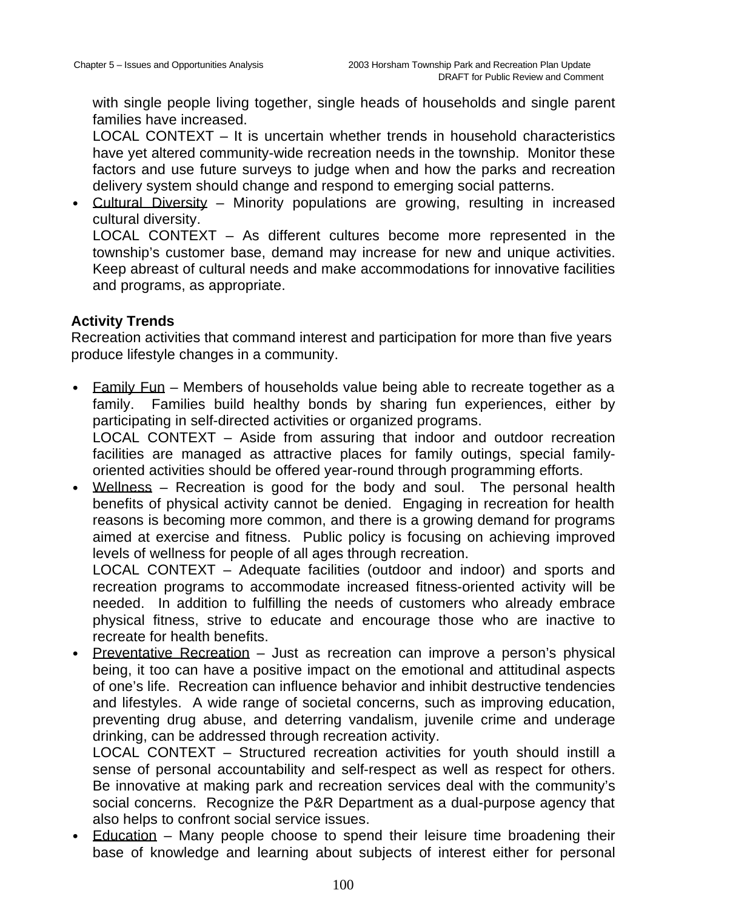with single people living together, single heads of households and single parent families have increased.

LOCAL CONTEXT – It is uncertain whether trends in household characteristics have yet altered community-wide recreation needs in the township. Monitor these factors and use future surveys to judge when and how the parks and recreation delivery system should change and respond to emerging social patterns.

- Cultural Diversity – Minority populations are growing, resulting in increased cultural diversity.
  LOCAL CONTEXT – As different cultures become more represented in the township's customer base, demand may increase for new and unique activities. Keep abreast of cultural needs and make accommodations for innovative facilities and programs, as appropriate.

**Activity Trends**

Recreation activities that command interest and participation for more than five years produce lifestyle changes in a community.

- Family Fun – Members of households value being able to recreate together as a family. Families build healthy bonds by sharing fun experiences, either by participating in self-directed activities or organized programs.
  LOCAL CONTEXT – Aside from assuring that indoor and outdoor recreation facilities are managed as attractive places for family outings, special family-oriented activities should be offered year-round through programming efforts.
- Wellness – Recreation is good for the body and soul. The personal health benefits of physical activity cannot be denied. Engaging in recreation for health reasons is becoming more common, and there is a growing demand for programs aimed at exercise and fitness. Public policy is focusing on achieving improved levels of wellness for people of all ages through recreation.
  LOCAL CONTEXT – Adequate facilities (outdoor and indoor) and sports and recreation programs to accommodate increased fitness-oriented activity will be needed. In addition to fulfilling the needs of customers who already embrace physical fitness, strive to educate and encourage those who are inactive to recreate for health benefits.
- Preventative Recreation – Just as recreation can improve a person's physical being, it too can have a positive impact on the emotional and attitudinal aspects of one's life. Recreation can influence behavior and inhibit destructive tendencies and lifestyles. A wide range of societal concerns, such as improving education, preventing drug abuse, and deterring vandalism, juvenile crime and underage drinking, can be addressed through recreation activity.
  LOCAL CONTEXT – Structured recreation activities for youth should instill a sense of personal accountability and self-respect as well as respect for others. Be innovative at making park and recreation services deal with the community's social concerns. Recognize the P&R Department as a dual-purpose agency that also helps to confront social service issues.
- Education – Many people choose to spend their leisure time broadening their base of knowledge and learning about subjects of interest either for personal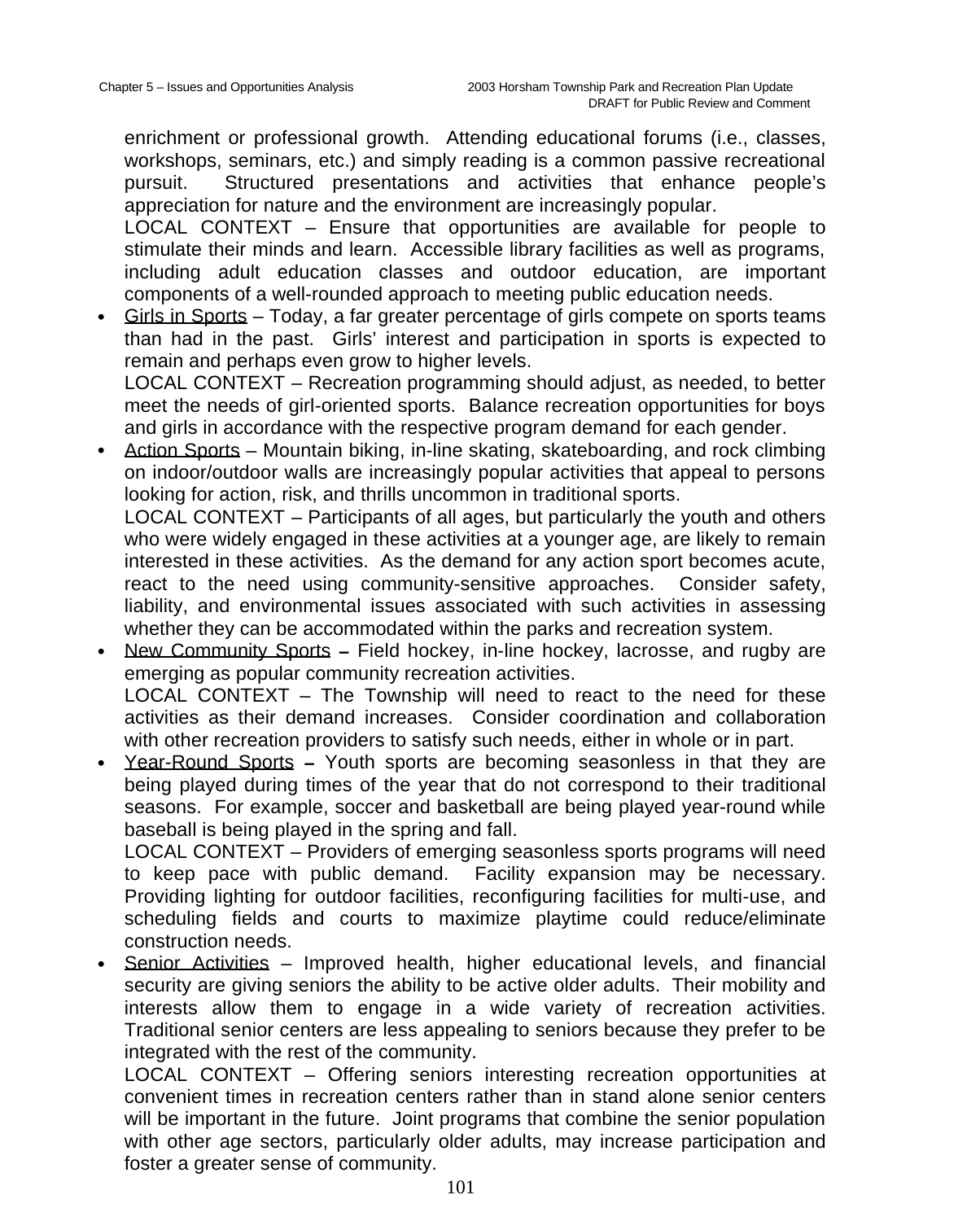enrichment or professional growth. Attending educational forums (i.e., classes, workshops, seminars, etc.) and simply reading is a common passive recreational pursuit. Structured presentations and activities that enhance people's appreciation for nature and the environment are increasingly popular.

LOCAL CONTEXT – Ensure that opportunities are available for people to stimulate their minds and learn. Accessible library facilities as well as programs, including adult education classes and outdoor education, are important components of a well-rounded approach to meeting public education needs.

- <u>Girls in Sports</u> – Today, a far greater percentage of girls compete on sports teams than had in the past. Girls' interest and participation in sports is expected to remain and perhaps even grow to higher levels.

  LOCAL CONTEXT – Recreation programming should adjust, as needed, to better meet the needs of girl-oriented sports. Balance recreation opportunities for boys and girls in accordance with the respective program demand for each gender.

- <u>Action Sports</u> – Mountain biking, in-line skating, skateboarding, and rock climbing on indoor/outdoor walls are increasingly popular activities that appeal to persons looking for action, risk, and thrills uncommon in traditional sports.

  LOCAL CONTEXT – Participants of all ages, but particularly the youth and others who were widely engaged in these activities at a younger age, are likely to remain interested in these activities. As the demand for any action sport becomes acute, react to the need using community-sensitive approaches. Consider safety, liability, and environmental issues associated with such activities in assessing whether they can be accommodated within the parks and recreation system.

- <u>New Community Sports</u> – Field hockey, in-line hockey, lacrosse, and rugby are emerging as popular community recreation activities.

  LOCAL CONTEXT – The Township will need to react to the need for these activities as their demand increases. Consider coordination and collaboration with other recreation providers to satisfy such needs, either in whole or in part.

- <u>Year-Round Sports</u> – Youth sports are becoming seasonless in that they are being played during times of the year that do not correspond to their traditional seasons. For example, soccer and basketball are being played year-round while baseball is being played in the spring and fall.

  LOCAL CONTEXT – Providers of emerging seasonless sports programs will need to keep pace with public demand. Facility expansion may be necessary. Providing lighting for outdoor facilities, reconfiguring facilities for multi-use, and scheduling fields and courts to maximize playtime could reduce/eliminate construction needs.

- <u>Senior Activities</u> – Improved health, higher educational levels, and financial security are giving seniors the ability to be active older adults. Their mobility and interests allow them to engage in a wide variety of recreation activities. Traditional senior centers are less appealing to seniors because they prefer to be integrated with the rest of the community.

  LOCAL CONTEXT – Offering seniors interesting recreation opportunities at convenient times in recreation centers rather than in stand alone senior centers will be important in the future. Joint programs that combine the senior population with other age sectors, particularly older adults, may increase participation and foster a greater sense of community.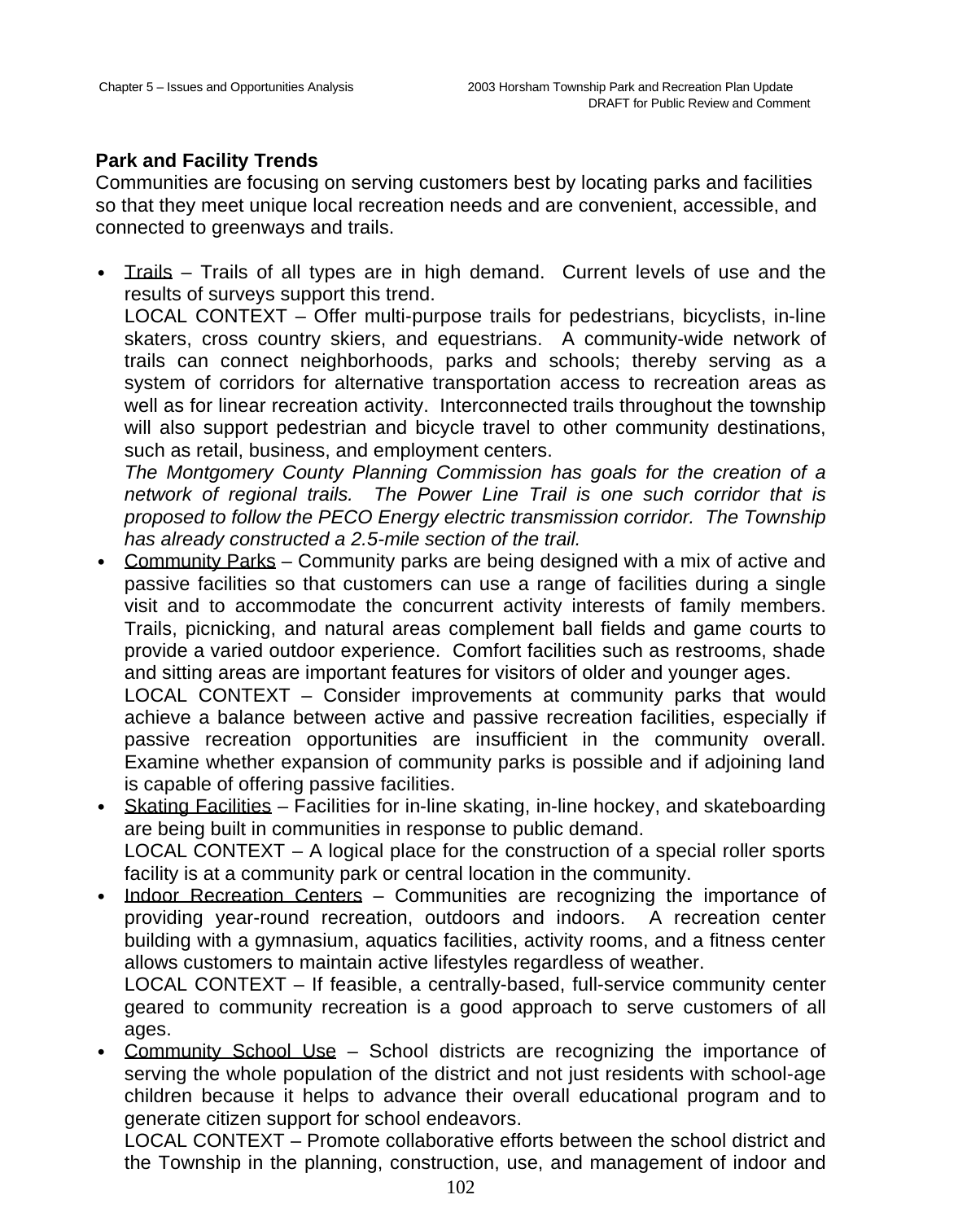**Park and Facility Trends**

Communities are focusing on serving customers best by locating parks and facilities so that they meet unique local recreation needs and are convenient, accessible, and connected to greenways and trails.

- Trails – Trails of all types are in high demand. Current levels of use and the results of surveys support this trend.

  LOCAL CONTEXT – Offer multi-purpose trails for pedestrians, bicyclists, in-line skaters, cross country skiers, and equestrians. A community-wide network of trails can connect neighborhoods, parks and schools; thereby serving as a system of corridors for alternative transportation access to recreation areas as well as for linear recreation activity. Interconnected trails throughout the township will also support pedestrian and bicycle travel to other community destinations, such as retail, business, and employment centers.

  *The Montgomery County Planning Commission has goals for the creation of a network of regional trails. The Power Line Trail is one such corridor that is proposed to follow the PECO Energy electric transmission corridor. The Township has already constructed a 2.5-mile section of the trail.*

- Community Parks – Community parks are being designed with a mix of active and passive facilities so that customers can use a range of facilities during a single visit and to accommodate the concurrent activity interests of family members. Trails, picnicking, and natural areas complement ball fields and game courts to provide a varied outdoor experience. Comfort facilities such as restrooms, shade and sitting areas are important features for visitors of older and younger ages.

  LOCAL CONTEXT – Consider improvements at community parks that would achieve a balance between active and passive recreation facilities, especially if passive recreation opportunities are insufficient in the community overall. Examine whether expansion of community parks is possible and if adjoining land is capable of offering passive facilities.

- Skating Facilities – Facilities for in-line skating, in-line hockey, and skateboarding are being built in communities in response to public demand.

  LOCAL CONTEXT – A logical place for the construction of a special roller sports facility is at a community park or central location in the community.

- Indoor Recreation Centers – Communities are recognizing the importance of providing year-round recreation, outdoors and indoors. A recreation center building with a gymnasium, aquatics facilities, activity rooms, and a fitness center allows customers to maintain active lifestyles regardless of weather.

  LOCAL CONTEXT – If feasible, a centrally-based, full-service community center geared to community recreation is a good approach to serve customers of all ages.

- Community School Use – School districts are recognizing the importance of serving the whole population of the district and not just residents with school-age children because it helps to advance their overall educational program and to generate citizen support for school endeavors.

  LOCAL CONTEXT – Promote collaborative efforts between the school district and the Township in the planning, construction, use, and management of indoor and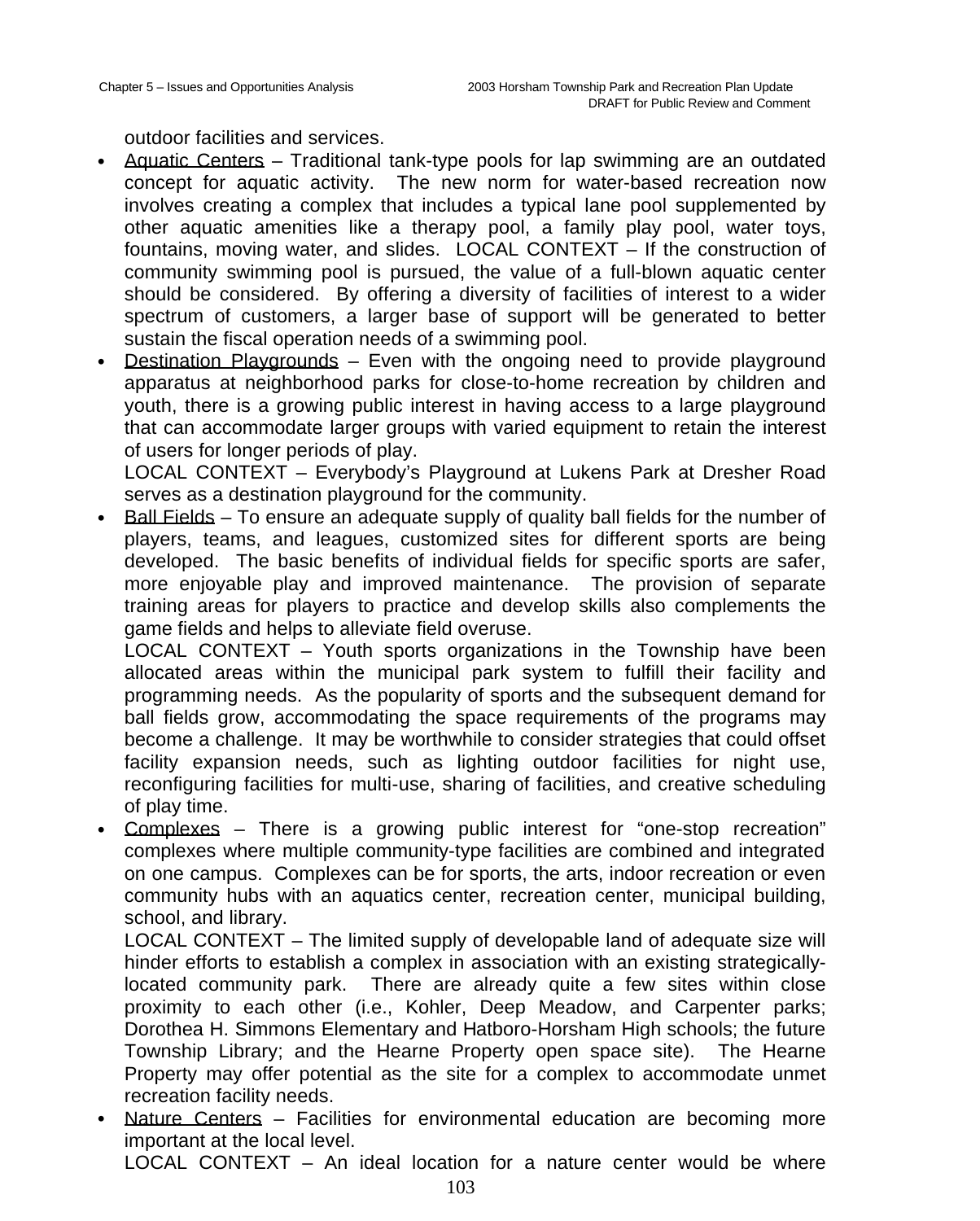outdoor facilities and services.

- Aquatic Centers – Traditional tank-type pools for lap swimming are an outdated concept for aquatic activity. The new norm for water-based recreation now involves creating a complex that includes a typical lane pool supplemented by other aquatic amenities like a therapy pool, a family play pool, water toys, fountains, moving water, and slides. LOCAL CONTEXT – If the construction of community swimming pool is pursued, the value of a full-blown aquatic center should be considered. By offering a diversity of facilities of interest to a wider spectrum of customers, a larger base of support will be generated to better sustain the fiscal operation needs of a swimming pool.
- Destination Playgrounds – Even with the ongoing need to provide playground apparatus at neighborhood parks for close-to-home recreation by children and youth, there is a growing public interest in having access to a large playground that can accommodate larger groups with varied equipment to retain the interest of users for longer periods of play.

  LOCAL CONTEXT – Everybody's Playground at Lukens Park at Dresher Road serves as a destination playground for the community.
- Ball Fields – To ensure an adequate supply of quality ball fields for the number of players, teams, and leagues, customized sites for different sports are being developed. The basic benefits of individual fields for specific sports are safer, more enjoyable play and improved maintenance. The provision of separate training areas for players to practice and develop skills also complements the game fields and helps to alleviate field overuse.

  LOCAL CONTEXT – Youth sports organizations in the Township have been allocated areas within the municipal park system to fulfill their facility and programming needs. As the popularity of sports and the subsequent demand for ball fields grow, accommodating the space requirements of the programs may become a challenge. It may be worthwhile to consider strategies that could offset facility expansion needs, such as lighting outdoor facilities for night use, reconfiguring facilities for multi-use, sharing of facilities, and creative scheduling of play time.
- Complexes – There is a growing public interest for "one-stop recreation" complexes where multiple community-type facilities are combined and integrated on one campus. Complexes can be for sports, the arts, indoor recreation or even community hubs with an aquatics center, recreation center, municipal building, school, and library.

  LOCAL CONTEXT – The limited supply of developable land of adequate size will hinder efforts to establish a complex in association with an existing strategically-located community park. There are already quite a few sites within close proximity to each other (i.e., Kohler, Deep Meadow, and Carpenter parks; Dorothea H. Simmons Elementary and Hatboro-Horsham High schools; the future Township Library; and the Hearne Property open space site). The Hearne Property may offer potential as the site for a complex to accommodate unmet recreation facility needs.
- Nature Centers – Facilities for environmental education are becoming more important at the local level.

  LOCAL CONTEXT – An ideal location for a nature center would be where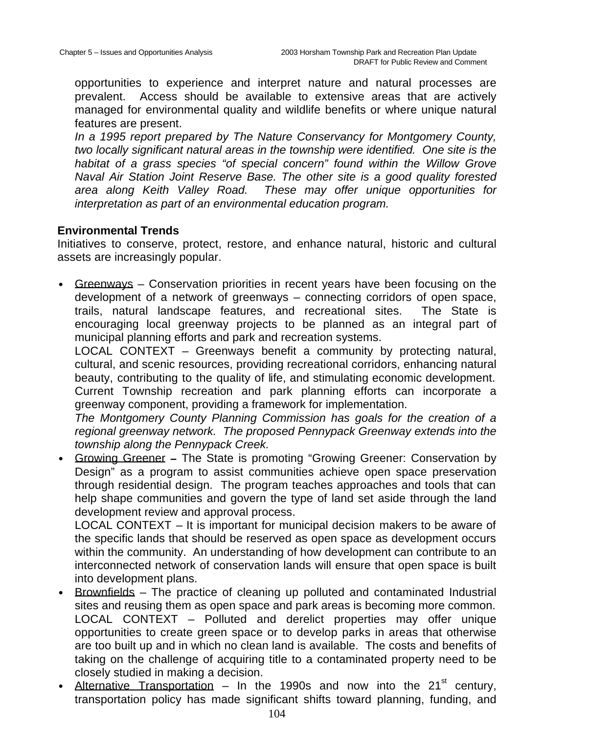opportunities to experience and interpret nature and natural processes are prevalent. Access should be available to extensive areas that are actively managed for environmental quality and wildlife benefits or where unique natural features are present.

*In a 1995 report prepared by The Nature Conservancy for Montgomery County, two locally significant natural areas in the township were identified. One site is the habitat of a grass species "of special concern" found within the Willow Grove Naval Air Station Joint Reserve Base. The other site is a good quality forested area along Keith Valley Road. These may offer unique opportunities for interpretation as part of an environmental education program.*

**Environmental Trends**

Initiatives to conserve, protect, restore, and enhance natural, historic and cultural assets are increasingly popular.

- Greenways – Conservation priorities in recent years have been focusing on the development of a network of greenways – connecting corridors of open space, trails, natural landscape features, and recreational sites. The State is encouraging local greenway projects to be planned as an integral part of municipal planning efforts and park and recreation systems.

  LOCAL CONTEXT – Greenways benefit a community by protecting natural, cultural, and scenic resources, providing recreational corridors, enhancing natural beauty, contributing to the quality of life, and stimulating economic development. Current Township recreation and park planning efforts can incorporate a greenway component, providing a framework for implementation.

  *The Montgomery County Planning Commission has goals for the creation of a regional greenway network. The proposed Pennypack Greenway extends into the township along the Pennypack Creek.*

- Growing Greener – The State is promoting "Growing Greener: Conservation by Design" as a program to assist communities achieve open space preservation through residential design. The program teaches approaches and tools that can help shape communities and govern the type of land set aside through the land development review and approval process.

  LOCAL CONTEXT – It is important for municipal decision makers to be aware of the specific lands that should be reserved as open space as development occurs within the community. An understanding of how development can contribute to an interconnected network of conservation lands will ensure that open space is built into development plans.

- Brownfields – The practice of cleaning up polluted and contaminated Industrial sites and reusing them as open space and park areas is becoming more common.

  LOCAL CONTEXT – Polluted and derelict properties may offer unique opportunities to create green space or to develop parks in areas that otherwise are too built up and in which no clean land is available. The costs and benefits of taking on the challenge of acquiring title to a contaminated property need to be closely studied in making a decision.

- Alternative Transportation – In the 1990s and now into the 21st century, transportation policy has made significant shifts toward planning, funding, and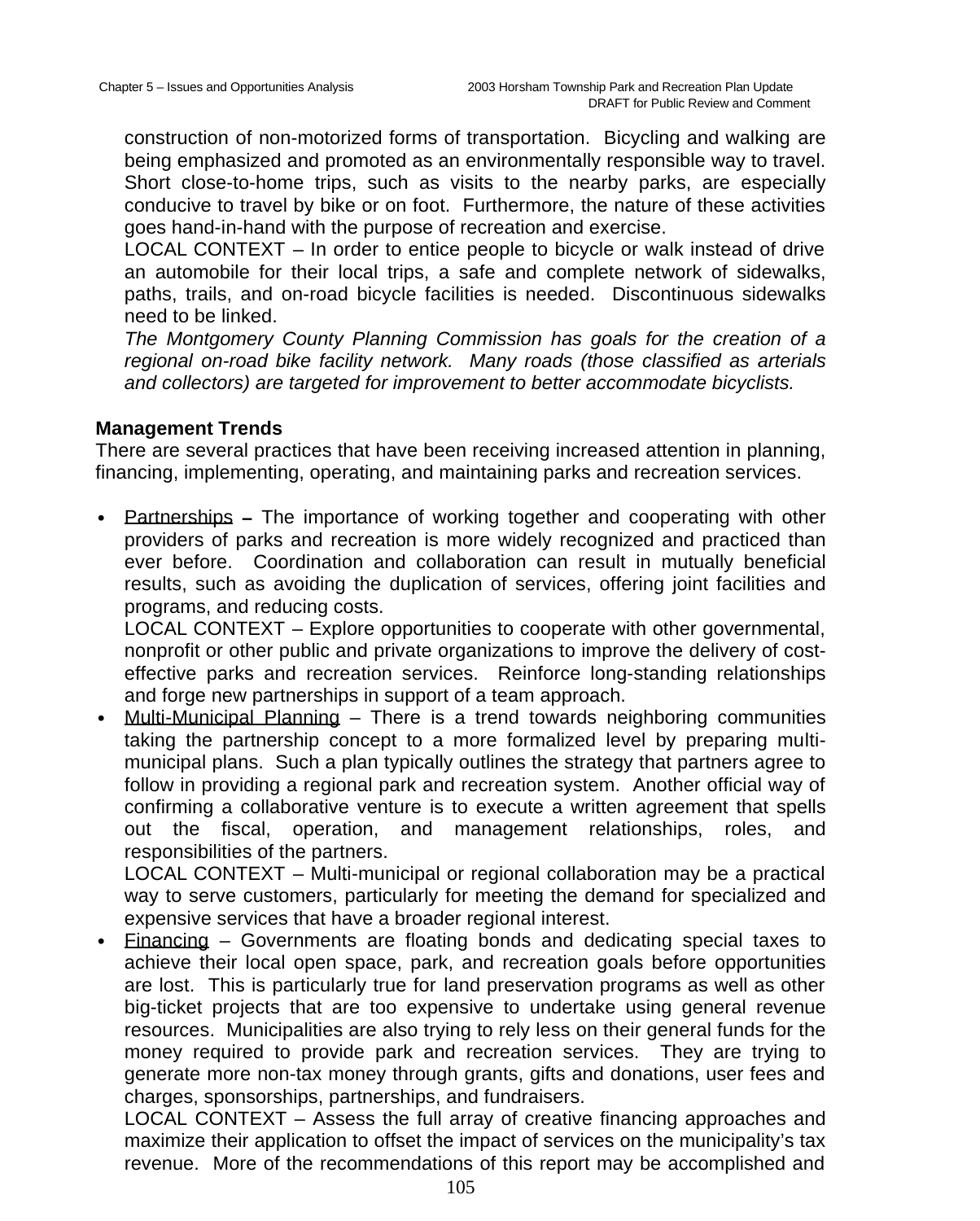construction of non-motorized forms of transportation. Bicycling and walking are being emphasized and promoted as an environmentally responsible way to travel. Short close-to-home trips, such as visits to the nearby parks, are especially conducive to travel by bike or on foot. Furthermore, the nature of these activities goes hand-in-hand with the purpose of recreation and exercise.

LOCAL CONTEXT – In order to entice people to bicycle or walk instead of drive an automobile for their local trips, a safe and complete network of sidewalks, paths, trails, and on-road bicycle facilities is needed. Discontinuous sidewalks need to be linked.

*The Montgomery County Planning Commission has goals for the creation of a regional on-road bike facility network. Many roads (those classified as arterials and collectors) are targeted for improvement to better accommodate bicyclists.*

**Management Trends**

There are several practices that have been receiving increased attention in planning, financing, implementing, operating, and maintaining parks and recreation services.

- <u>Partnerships</u> – The importance of working together and cooperating with other providers of parks and recreation is more widely recognized and practiced than ever before. Coordination and collaboration can result in mutually beneficial results, such as avoiding the duplication of services, offering joint facilities and programs, and reducing costs.

  LOCAL CONTEXT – Explore opportunities to cooperate with other governmental, nonprofit or other public and private organizations to improve the delivery of cost-effective parks and recreation services. Reinforce long-standing relationships and forge new partnerships in support of a team approach.
- <u>Multi-Municipal Planning</u> – There is a trend towards neighboring communities taking the partnership concept to a more formalized level by preparing multi-municipal plans. Such a plan typically outlines the strategy that partners agree to follow in providing a regional park and recreation system. Another official way of confirming a collaborative venture is to execute a written agreement that spells out the fiscal, operation, and management relationships, roles, and responsibilities of the partners.

  LOCAL CONTEXT – Multi-municipal or regional collaboration may be a practical way to serve customers, particularly for meeting the demand for specialized and expensive services that have a broader regional interest.
- <u>Financing</u> – Governments are floating bonds and dedicating special taxes to achieve their local open space, park, and recreation goals before opportunities are lost. This is particularly true for land preservation programs as well as other big-ticket projects that are too expensive to undertake using general revenue resources. Municipalities are also trying to rely less on their general funds for the money required to provide park and recreation services. They are trying to generate more non-tax money through grants, gifts and donations, user fees and charges, sponsorships, partnerships, and fundraisers.

  LOCAL CONTEXT – Assess the full array of creative financing approaches and maximize their application to offset the impact of services on the municipality's tax revenue. More of the recommendations of this report may be accomplished and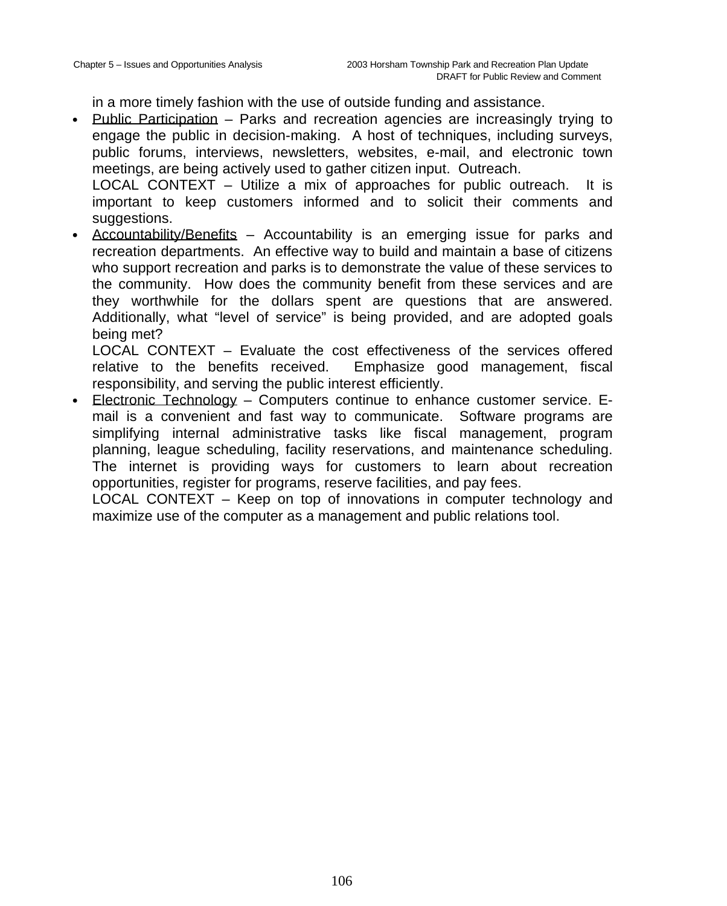in a more timely fashion with the use of outside funding and assistance.

- Public Participation – Parks and recreation agencies are increasingly trying to engage the public in decision-making. A host of techniques, including surveys, public forums, interviews, newsletters, websites, e-mail, and electronic town meetings, are being actively used to gather citizen input. Outreach.

  LOCAL CONTEXT – Utilize a mix of approaches for public outreach. It is important to keep customers informed and to solicit their comments and suggestions.

- Accountability/Benefits – Accountability is an emerging issue for parks and recreation departments. An effective way to build and maintain a base of citizens who support recreation and parks is to demonstrate the value of these services to the community. How does the community benefit from these services and are they worthwhile for the dollars spent are questions that are answered. Additionally, what "level of service" is being provided, and are adopted goals being met?

  LOCAL CONTEXT – Evaluate the cost effectiveness of the services offered relative to the benefits received. Emphasize good management, fiscal responsibility, and serving the public interest efficiently.

- Electronic Technology – Computers continue to enhance customer service. E-mail is a convenient and fast way to communicate. Software programs are simplifying internal administrative tasks like fiscal management, program planning, league scheduling, facility reservations, and maintenance scheduling. The internet is providing ways for customers to learn about recreation opportunities, register for programs, reserve facilities, and pay fees.

  LOCAL CONTEXT – Keep on top of innovations in computer technology and maximize use of the computer as a management and public relations tool.